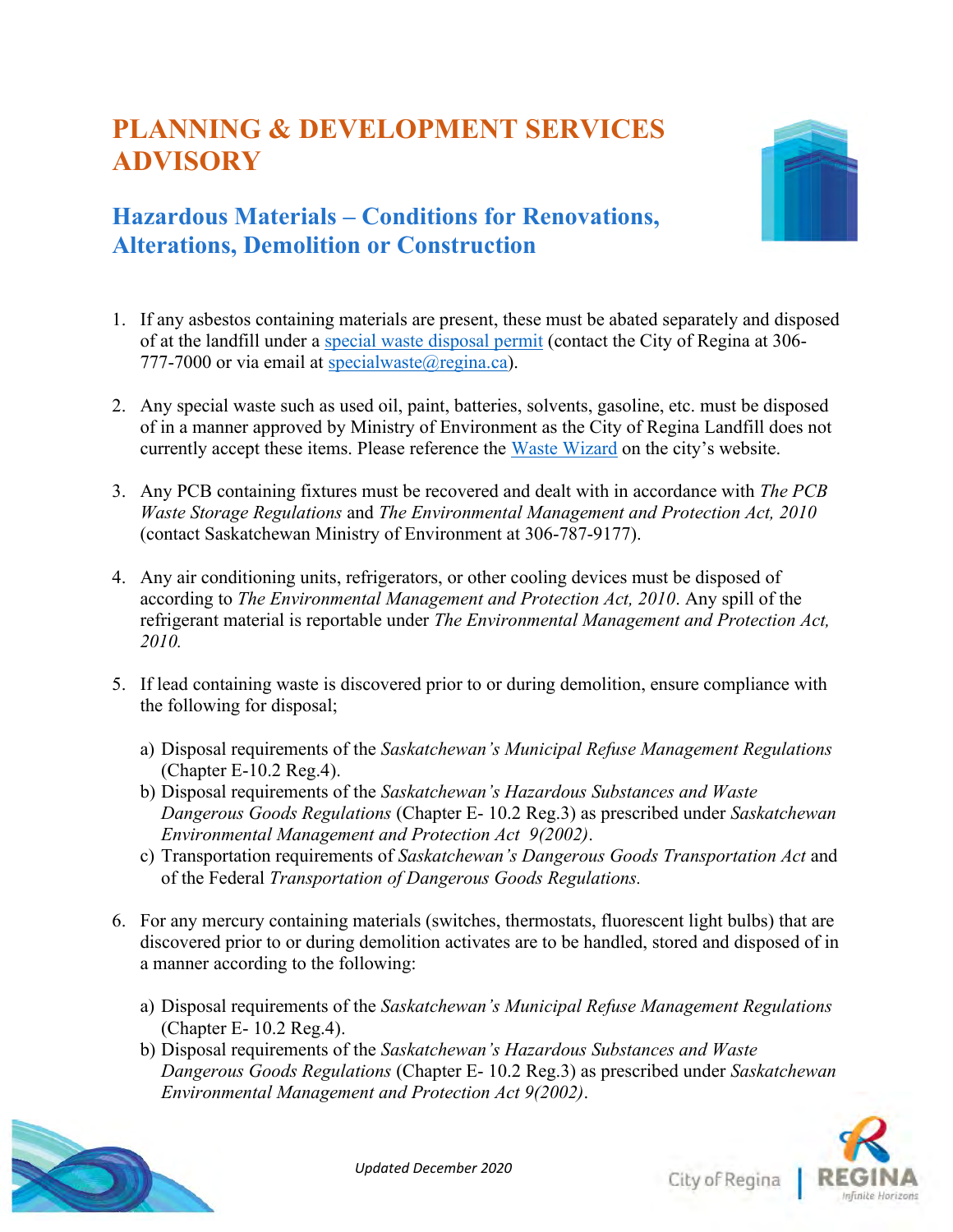# PLANNING & DEVELOPMENT SERVICES ADVISORY

## Hazardous Materials – Conditions for Renovations, Alterations, Demolition or Construction

1. If any asbestos containing materials are present, these must be abated separately and disposed of at the landfill under a special waste disposal permit (contact the City of Regina at 306-777-7000 or via email at specialwaste@regina.ca).

2. Any special waste such as used oil, paint, batteries, solvents, gasoline, etc. must be disposed of in a manner approved by Ministry of Environment as the City of Regina Landfill does not currently accept these items. Please reference the Waste Wizard on the city's website.

3. Any PCB containing fixtures must be recovered and dealt with in accordance with *The PCB Waste Storage Regulations* and *The Environmental Management and Protection Act, 2010* (contact Saskatchewan Ministry of Environment at 306-787-9177).

4. Any air conditioning units, refrigerators, or other cooling devices must be disposed of according to *The Environmental Management and Protection Act, 2010*. Any spill of the refrigerant material is reportable under *The Environmental Management and Protection Act, 2010.*

5. If lead containing waste is discovered prior to or during demolition, ensure compliance with the following for disposal;

   a) Disposal requirements of the *Saskatchewan's Municipal Refuse Management Regulations* (Chapter E-10.2 Reg.4).
   b) Disposal requirements of the *Saskatchewan's Hazardous Substances and Waste Dangerous Goods Regulations* (Chapter E- 10.2 Reg.3) as prescribed under *Saskatchewan Environmental Management and Protection Act 9(2002)*.
   c) Transportation requirements of *Saskatchewan's Dangerous Goods Transportation Act* and of the Federal *Transportation of Dangerous Goods Regulations.*

6. For any mercury containing materials (switches, thermostats, fluorescent light bulbs) that are discovered prior to or during demolition activates are to be handled, stored and disposed of in a manner according to the following:

   a) Disposal requirements of the *Saskatchewan's Municipal Refuse Management Regulations* (Chapter E- 10.2 Reg.4).
   b) Disposal requirements of the *Saskatchewan's Hazardous Substances and Waste Dangerous Goods Regulations* (Chapter E- 10.2 Reg.3) as prescribed under *Saskatchewan Environmental Management and Protection Act 9(2002)*.

*Updated December 2020*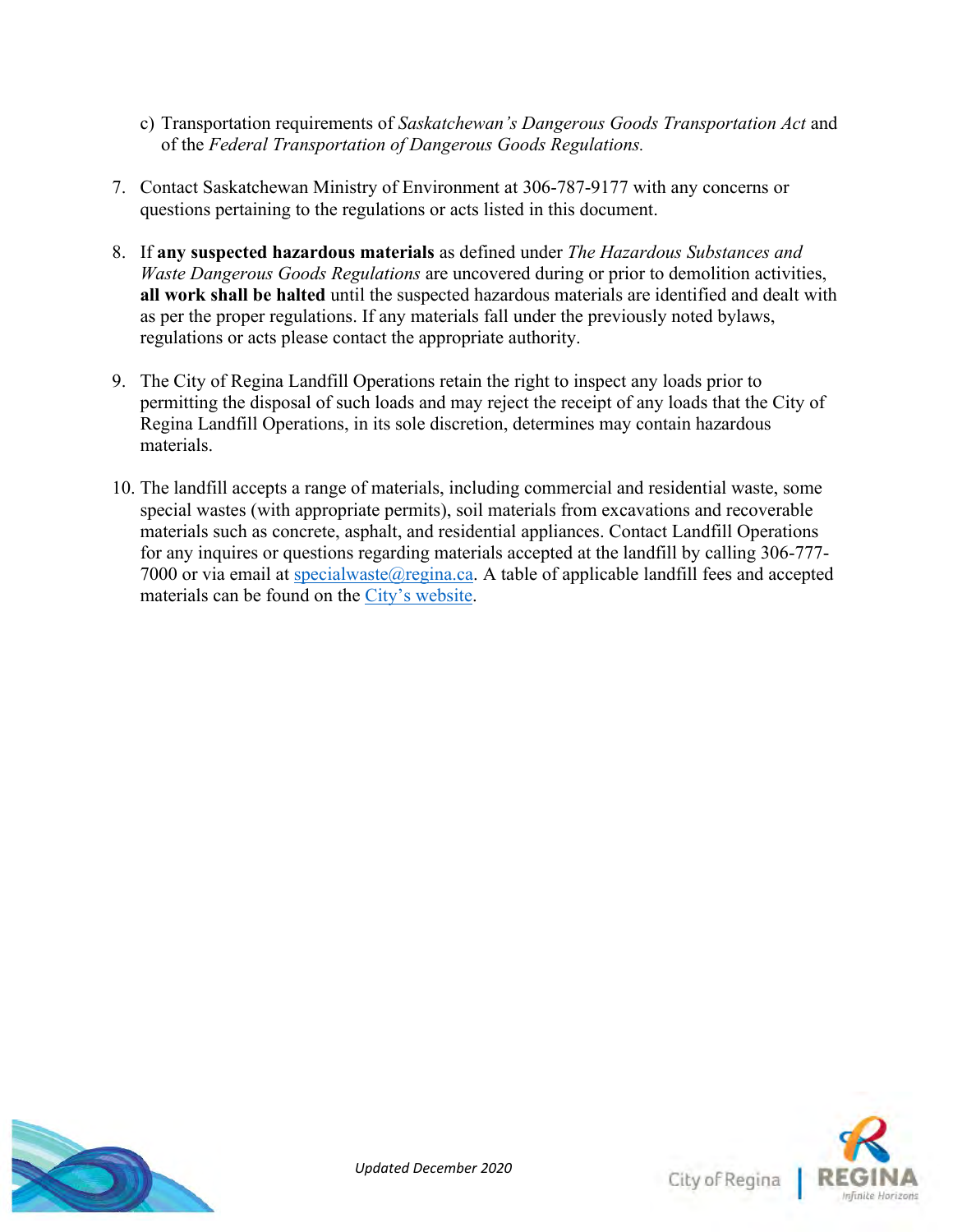c) Transportation requirements of *Saskatchewan's Dangerous Goods Transportation Act* and of the *Federal Transportation of Dangerous Goods Regulations.*

7. Contact Saskatchewan Ministry of Environment at 306-787-9177 with any concerns or questions pertaining to the regulations or acts listed in this document.

8. If **any suspected hazardous materials** as defined under *The Hazardous Substances and Waste Dangerous Goods Regulations* are uncovered during or prior to demolition activities, **all work shall be halted** until the suspected hazardous materials are identified and dealt with as per the proper regulations. If any materials fall under the previously noted bylaws, regulations or acts please contact the appropriate authority.

9. The City of Regina Landfill Operations retain the right to inspect any loads prior to permitting the disposal of such loads and may reject the receipt of any loads that the City of Regina Landfill Operations, in its sole discretion, determines may contain hazardous materials.

10. The landfill accepts a range of materials, including commercial and residential waste, some special wastes (with appropriate permits), soil materials from excavations and recoverable materials such as concrete, asphalt, and residential appliances. Contact Landfill Operations for any inquires or questions regarding materials accepted at the landfill by calling 306-777-7000 or via email at specialwaste@regina.ca. A table of applicable landfill fees and accepted materials can be found on the City's website.

*Updated December 2020*